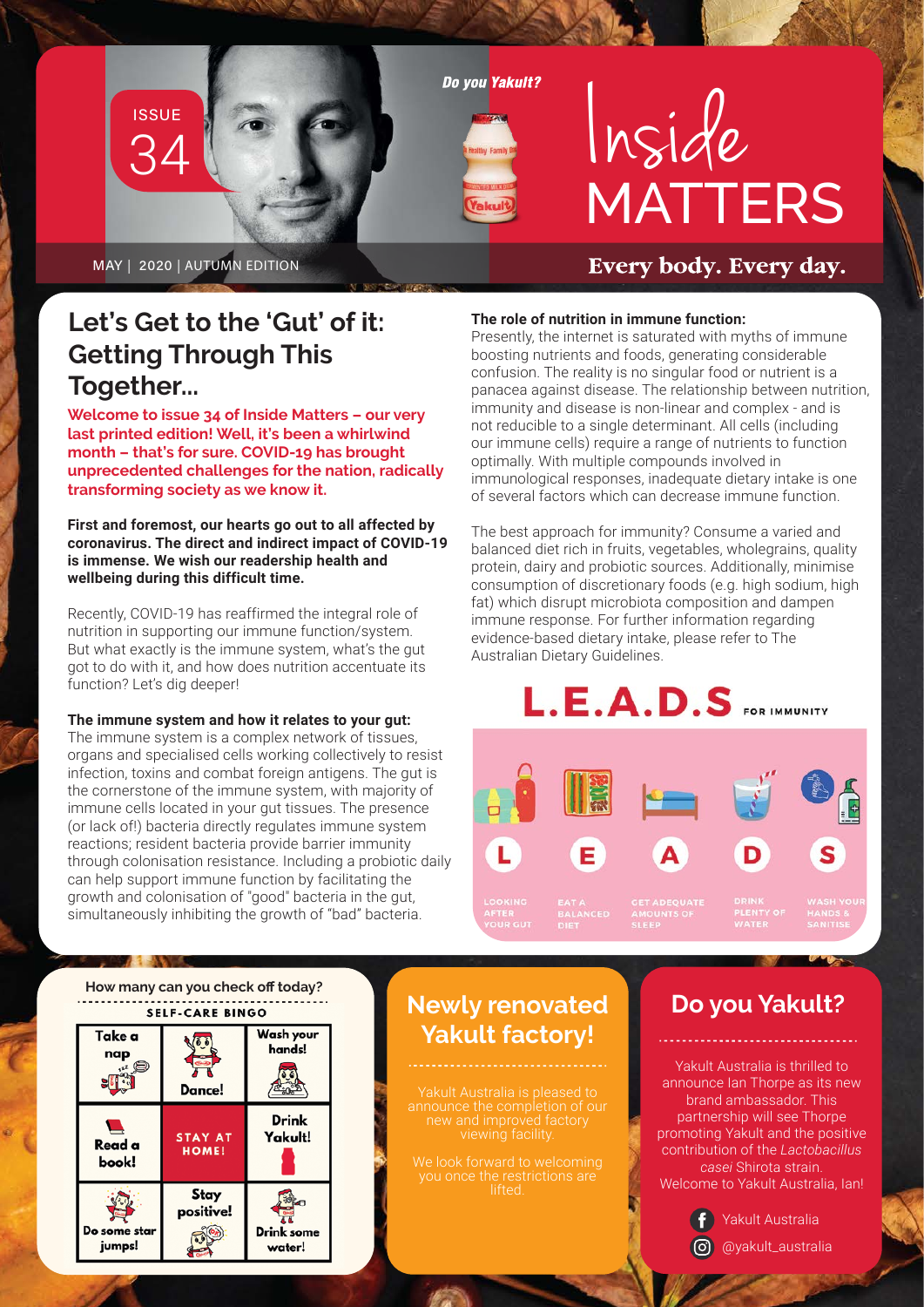ISSUE 34

*Do you Yakult?*

# Inside MATTERS

MAY | 2020 | AUTUMN EDITION

**Every body. Every day.**

## Let's Get to the 'Gut' of it: Getting Through This Together...

**Welcome to issue 34 of Inside Matters – our very last printed edition! Well, it's been a whirlwind month – that's for sure. COVID-19 has brought unprecedented challenges for the nation, radically transforming society as we know it.**

**First and foremost, our hearts go out to all affected by coronavirus. The direct and indirect impact of COVID-19 is immense. We wish our readership health and wellbeing during this difficult time.**

Recently, COVID-19 has reaffirmed the integral role of nutrition in supporting our immune function/system. But what exactly is the immune system, what's the gut got to do with it, and how does nutrition accentuate its function? Let's dig deeper!

**The immune system and how it relates to your gut:**
The immune system is a complex network of tissues, organs and specialised cells working collectively to resist infection, toxins and combat foreign antigens. The gut is the cornerstone of the immune system, with majority of immune cells located in your gut tissues. The presence (or lack of!) bacteria directly regulates immune system reactions; resident bacteria provide barrier immunity through colonisation resistance. Including a probiotic daily can help support immune function by facilitating the growth and colonisation of "good" bacteria in the gut, simultaneously inhibiting the growth of "bad" bacteria.

**The role of nutrition in immune function:**
Presently, the internet is saturated with myths of immune boosting nutrients and foods, generating considerable confusion. The reality is no singular food or nutrient is a panacea against disease. The relationship between nutrition, immunity and disease is non-linear and complex - and is not reducible to a single determinant. All cells (including our immune cells) require a range of nutrients to function optimally. With multiple compounds involved in immunological responses, inadequate dietary intake is one of several factors which can decrease immune function.

The best approach for immunity? Consume a varied and balanced diet rich in fruits, vegetables, wholegrains, quality protein, dairy and probiotic sources. Additionally, minimise consumption of discretionary foods (e.g. high sodium, high fat) which disrupt microbiota composition and dampen immune response. For further information regarding evidence-based dietary intake, please refer to The Australian Dietary Guidelines.

### L.E.A.D.S FOR IMMUNITY

- **L** – LOOKING AFTER YOUR GUT
- **E** – EAT A BALANCED DIET
- **A** – GET ADEQUATE AMOUNTS OF SLEEP
- **D** – DRINK PLENTY OF WATER
- **S** – WASH YOUR HANDS & SANITISE

How many can you check off today?

**SELF-CARE BINGO**

| | | |
|---|---|---|
| Take a nap | Dance! | Wash your hands! |
| Read a book! | STAY AT HOME! | Drink Yakult! |
| Do some star jumps! | Stay positive! | Drink some water! |

## Newly renovated Yakult factory!

Yakult Australia is pleased to announce the completion of our new and improved factory viewing facility.

We look forward to welcoming you once the restrictions are lifted.

## Do you Yakult?

Yakult Australia is thrilled to announce Ian Thorpe as its new brand ambassador. This partnership will see Thorpe promoting Yakult and the positive contribution of the *Lactobacillus casei* Shirota strain. Welcome to Yakult Australia, Ian!

Yakult Australia

@yakult_australia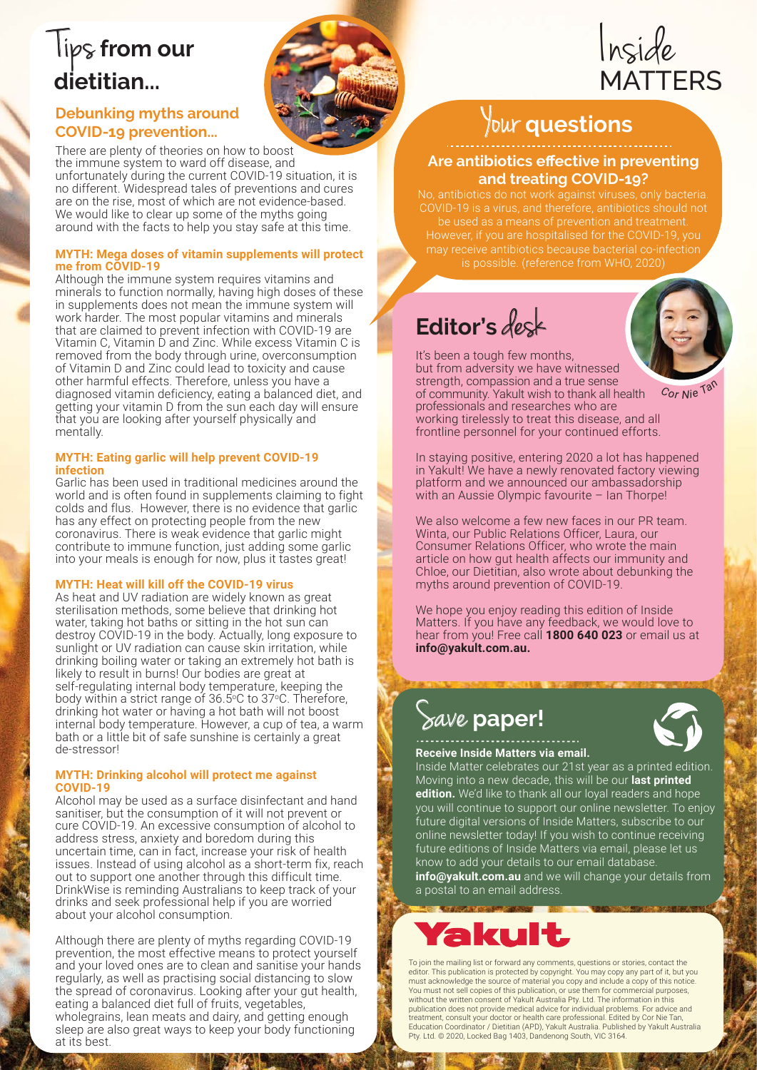# Tips from our dietitian...

## Debunking myths around COVID-19 prevention...

There are plenty of theories on how to boost the immune system to ward off disease, and unfortunately during the current COVID-19 situation, it is no different. Widespread tales of preventions and cures are on the rise, most of which are not evidence-based. We would like to clear up some of the myths going around with the facts to help you stay safe at this time.

### MYTH: Mega doses of vitamin supplements will protect me from COVID-19

Although the immune system requires vitamins and minerals to function normally, having high doses of these in supplements does not mean the immune system will work harder. The most popular vitamins and minerals that are claimed to prevent infection with COVID-19 are Vitamin C, Vitamin D and Zinc. While excess Vitamin C is removed from the body through urine, overconsumption of Vitamin D and Zinc could lead to toxicity and cause other harmful effects. Therefore, unless you have a diagnosed vitamin deficiency, eating a balanced diet, and getting your vitamin D from the sun each day will ensure that you are looking after yourself physically and mentally.

### MYTH: Eating garlic will help prevent COVID-19 infection

Garlic has been used in traditional medicines around the world and is often found in supplements claiming to fight colds and flus. However, there is no evidence that garlic has any effect on protecting people from the new coronavirus. There is weak evidence that garlic might contribute to immune function, just adding some garlic into your meals is enough for now, plus it tastes great!

### MYTH: Heat will kill off the COVID-19 virus

As heat and UV radiation are widely known as great sterilisation methods, some believe that drinking hot water, taking hot baths or sitting in the hot sun can destroy COVID-19 in the body. Actually, long exposure to sunlight or UV radiation can cause skin irritation, while drinking boiling water or taking an extremely hot bath is likely to result in burns! Our bodies are great at self-regulating internal body temperature, keeping the body within a strict range of 36.5°C to 37°C. Therefore, drinking hot water or having a hot bath will not boost internal body temperature. However, a cup of tea, a warm bath or a little bit of safe sunshine is certainly a great de-stressor!

### MYTH: Drinking alcohol will protect me against COVID-19

Alcohol may be used as a surface disinfectant and hand sanitiser, but the consumption of it will not prevent or cure COVID-19. An excessive consumption of alcohol to address stress, anxiety and boredom during this uncertain time, can in fact, increase your risk of health issues. Instead of using alcohol as a short-term fix, reach out to support one another through this difficult time. DrinkWise is reminding Australians to keep track of your drinks and seek professional help if you are worried about your alcohol consumption.

Although there are plenty of myths regarding COVID-19 prevention, the most effective means to protect yourself and your loved ones are to clean and sanitise your hands regularly, as well as practising social distancing to slow the spread of coronavirus. Looking after your gut health, eating a balanced diet full of fruits, vegetables, wholegrains, lean meats and dairy, and getting enough sleep are also great ways to keep your body functioning at its best.

# Inside MATTERS

## Your questions

### Are antibiotics effective in preventing and treating COVID-19?

No, antibiotics do not work against viruses, only bacteria. COVID-19 is a virus, and therefore, antibiotics should not be used as a means of prevention and treatment. However, if you are hospitalised for the COVID-19, you may receive antibiotics because bacterial co-infection is possible. (reference from WHO, 2020)

## Editor's desk

It's been a tough few months, but from adversity we have witnessed strength, compassion and a true sense of community. Yakult wish to thank all health professionals and researches who are working tirelessly to treat this disease, and all frontline personnel for your continued efforts.

Cor Nie Tan

In staying positive, entering 2020 a lot has happened in Yakult! We have a newly renovated factory viewing platform and we announced our ambassadorship with an Aussie Olympic favourite – Ian Thorpe!

We also welcome a few new faces in our PR team. Winta, our Public Relations Officer, Laura, our Consumer Relations Officer, who wrote the main article on how gut health affects our immunity and Chloe, our Dietitian, also wrote about debunking the myths around prevention of COVID-19.

We hope you enjoy reading this edition of Inside Matters. If you have any feedback, we would love to hear from you! Free call **1800 640 023** or email us at **info@yakult.com.au.**

## Save paper!

### Receive Inside Matters via email.

Inside Matter celebrates our 21st year as a printed edition. Moving into a new decade, this will be our **last printed edition.** We'd like to thank all our loyal readers and hope you will continue to support our online newsletter. To enjoy future digital versions of Inside Matters, subscribe to our online newsletter today! If you wish to continue receiving future editions of Inside Matters via email, please let us know to add your details to our email database. **info@yakult.com.au** and we will change your details from a postal to an email address.

Yakult

To join the mailing list or forward any comments, questions or stories, contact the editor. This publication is protected by copyright. You may copy any part of it, but you must acknowledge the source of material you copy and include a copy of this notice. You must not sell copies of this publication, or use them for commercial purposes, without the written consent of Yakult Australia Pty. Ltd. The information in this publication does not provide medical advice for individual problems. For advice and treatment, consult your doctor or health care professional. Edited by Cor Nie Tan, Education Coordinator / Dietitian (APD), Yakult Australia. Published by Yakult Australia Pty. Ltd. © 2020, Locked Bag 1403, Dandenong South, VIC 3164.